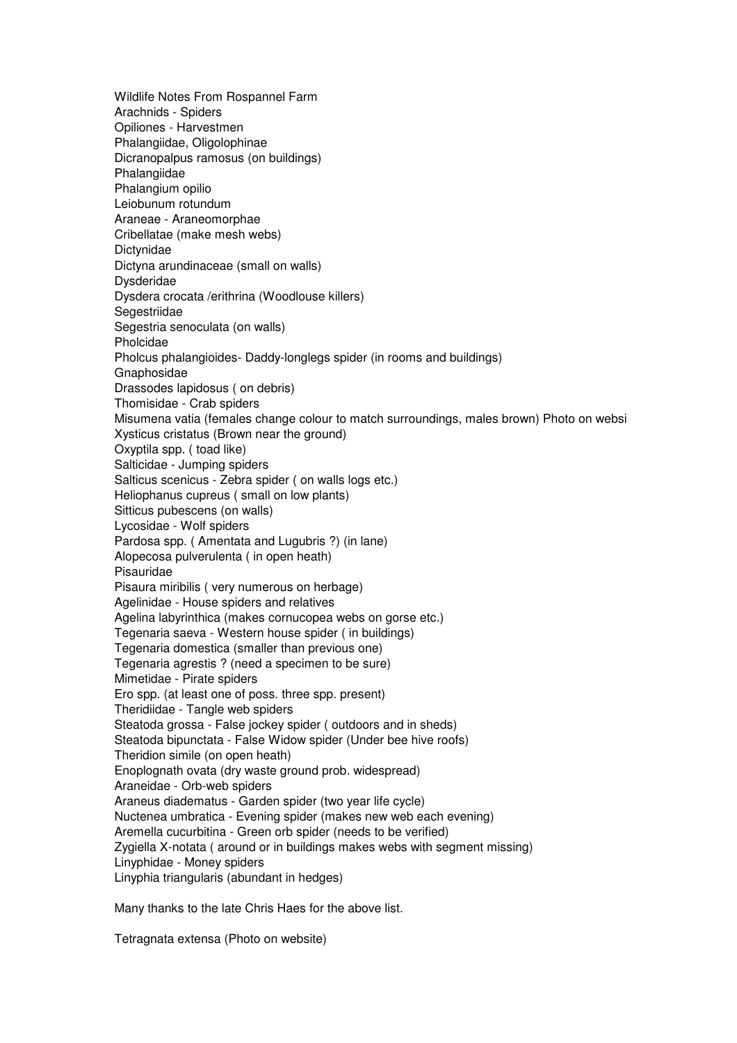Wildlife Notes From Rospannel Farm

Arachnids - Spiders

Opiliones - Harvestmen

Phalangiidae, Oligolophinae

Dicranopalpus ramosus (on buildings)

Phalangiidae

Phalangium opilio

Leiobunum rotundum

Araneae - Araneomorphae

Cribellatae (make mesh webs)

Dictynidae

Dictyna arundinaceae (small on walls)

Dysderidae

Dysdera crocata /erithrina (Woodlouse killers)

Segestriidae

Segestria senoculata (on walls)

Pholcidae

Pholcus phalangioides- Daddy-longlegs spider (in rooms and buildings)

Gnaphosidae

Drassodes lapidosus ( on debris)

Thomisidae - Crab spiders

Misumena vatia (females change colour to match surroundings, males brown) Photo on websi

Xysticus cristatus (Brown near the ground)

Oxyptila spp. ( toad like)

Salticidae - Jumping spiders

Salticus scenicus - Zebra spider ( on walls logs etc.)

Heliophanus cupreus ( small on low plants)

Sitticus pubescens (on walls)

Lycosidae - Wolf spiders

Pardosa spp. ( Amentata and Lugubris ?) (in lane)

Alopecosa pulverulenta ( in open heath)

Pisauridae

Pisaura miribilis ( very numerous on herbage)

Agelinidae - House spiders and relatives

Agelina labyrinthica (makes cornucopea webs on gorse etc.)

Tegenaria saeva - Western house spider ( in buildings)

Tegenaria domestica (smaller than previous one)

Tegenaria agrestis ? (need a specimen to be sure)

Mimetidae - Pirate spiders

Ero spp. (at least one of poss. three spp. present)

Theridiidae - Tangle web spiders

Steatoda grossa - False jockey spider ( outdoors and in sheds)

Steatoda bipunctata - False Widow spider (Under bee hive roofs)

Theridion simile (on open heath)

Enoplognath ovata (dry waste ground prob. widespread)

Araneidae - Orb-web spiders

Araneus diadematus - Garden spider (two year life cycle)

Nuctenea umbratica - Evening spider (makes new web each evening)

Aremella cucurbitina - Green orb spider (needs to be verified)

Zygiella X-notata ( around or in buildings makes webs with segment missing)

Linyphidae - Money spiders

Linyphia triangularis (abundant in hedges)

Many thanks to the late Chris Haes for the above list.

Tetragnata extensa (Photo on website)